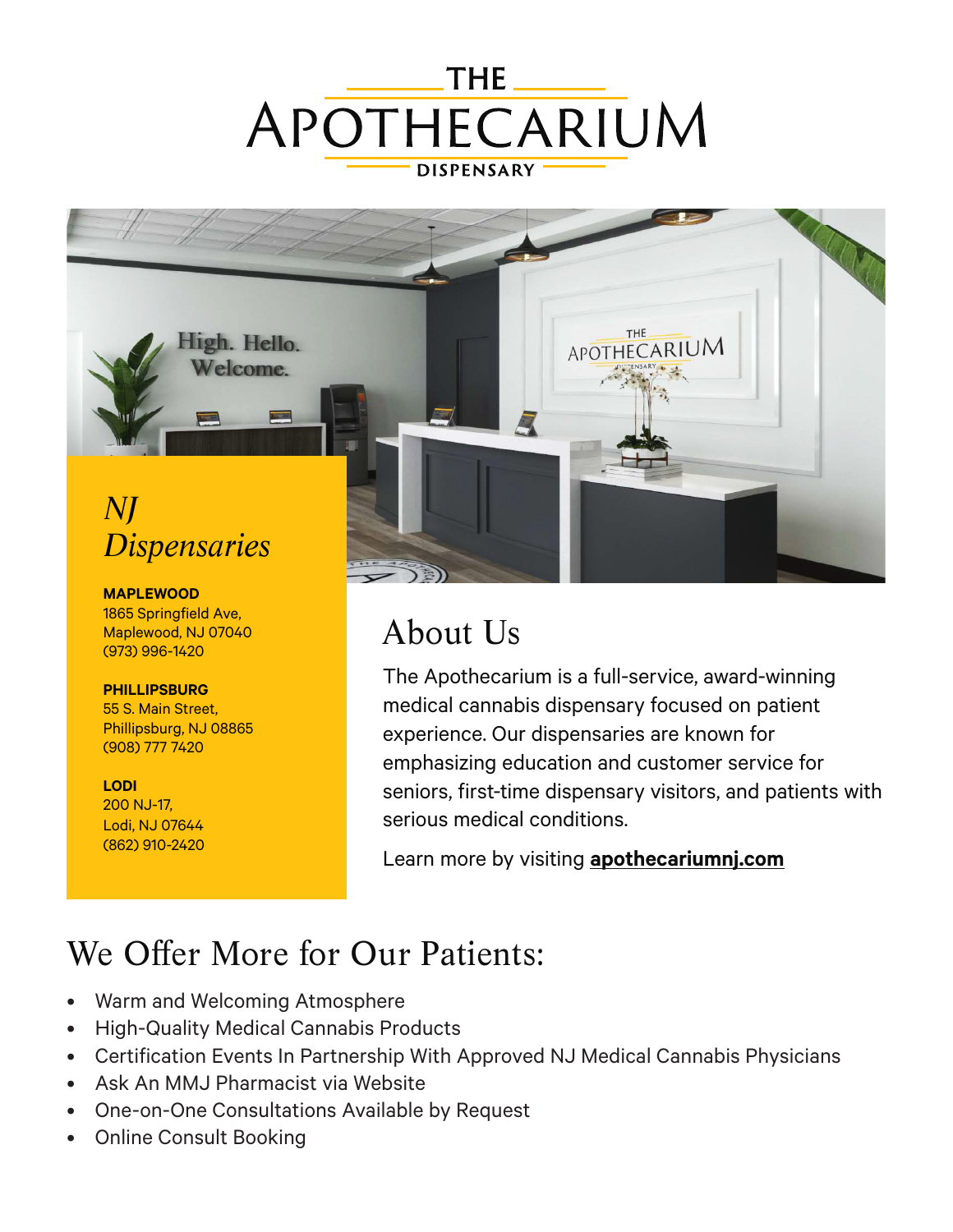# THE APOTHECARIUM DISPENSARY

## *NJ Dispensaries*

**MAPLEWOOD**
1865 Springfield Ave,
Maplewood, NJ 07040
(973) 996-1420

**PHILLIPSBURG**
55 S. Main Street,
Phillipsburg, NJ 08865
(908) 777 7420

**LODI**
200 NJ-17,
Lodi, NJ 07644
(862) 910-2420

## About Us

The Apothecarium is a full-service, award-winning medical cannabis dispensary focused on patient experience. Our dispensaries are known for emphasizing education and customer service for seniors, first-time dispensary visitors, and patients with serious medical conditions.

Learn more by visiting **apothecariumnj.com**

## We Offer More for Our Patients:

- Warm and Welcoming Atmosphere
- High-Quality Medical Cannabis Products
- Certification Events In Partnership With Approved NJ Medical Cannabis Physicians
- Ask An MMJ Pharmacist via Website
- One-on-One Consultations Available by Request
- Online Consult Booking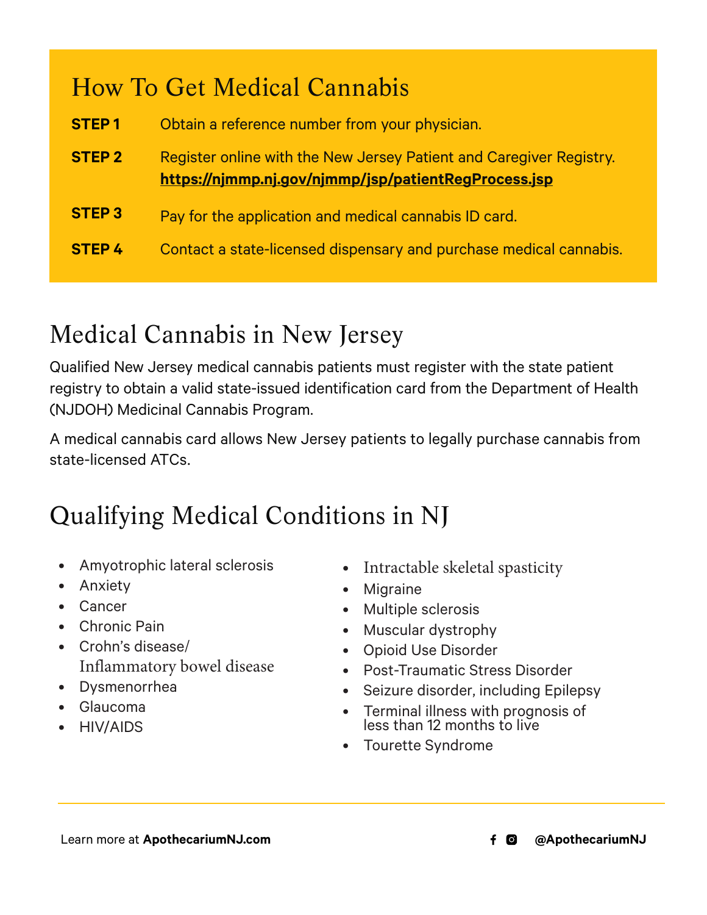## How To Get Medical Cannabis

**STEP 1** Obtain a reference number from your physician.

**STEP 2** Register online with the New Jersey Patient and Caregiver Registry. **https://njmmp.nj.gov/njmmp/jsp/patientRegProcess.jsp**

**STEP 3** Pay for the application and medical cannabis ID card.

**STEP 4** Contact a state-licensed dispensary and purchase medical cannabis.

## Medical Cannabis in New Jersey

Qualified New Jersey medical cannabis patients must register with the state patient registry to obtain a valid state-issued identification card from the Department of Health (NJDOH) Medicinal Cannabis Program.

A medical cannabis card allows New Jersey patients to legally purchase cannabis from state-licensed ATCs.

## Qualifying Medical Conditions in NJ

- Amyotrophic lateral sclerosis
- Anxiety
- Cancer
- Chronic Pain
- Crohn's disease/ Inflammatory bowel disease
- Dysmenorrhea
- Glaucoma
- HIV/AIDS
- Intractable skeletal spasticity
- Migraine
- Multiple sclerosis
- Muscular dystrophy
- Opioid Use Disorder
- Post-Traumatic Stress Disorder
- Seizure disorder, including Epilepsy
- Terminal illness with prognosis of less than 12 months to live
- Tourette Syndrome

Learn more at **ApothecariumNJ.com**

**@ApothecariumNJ**